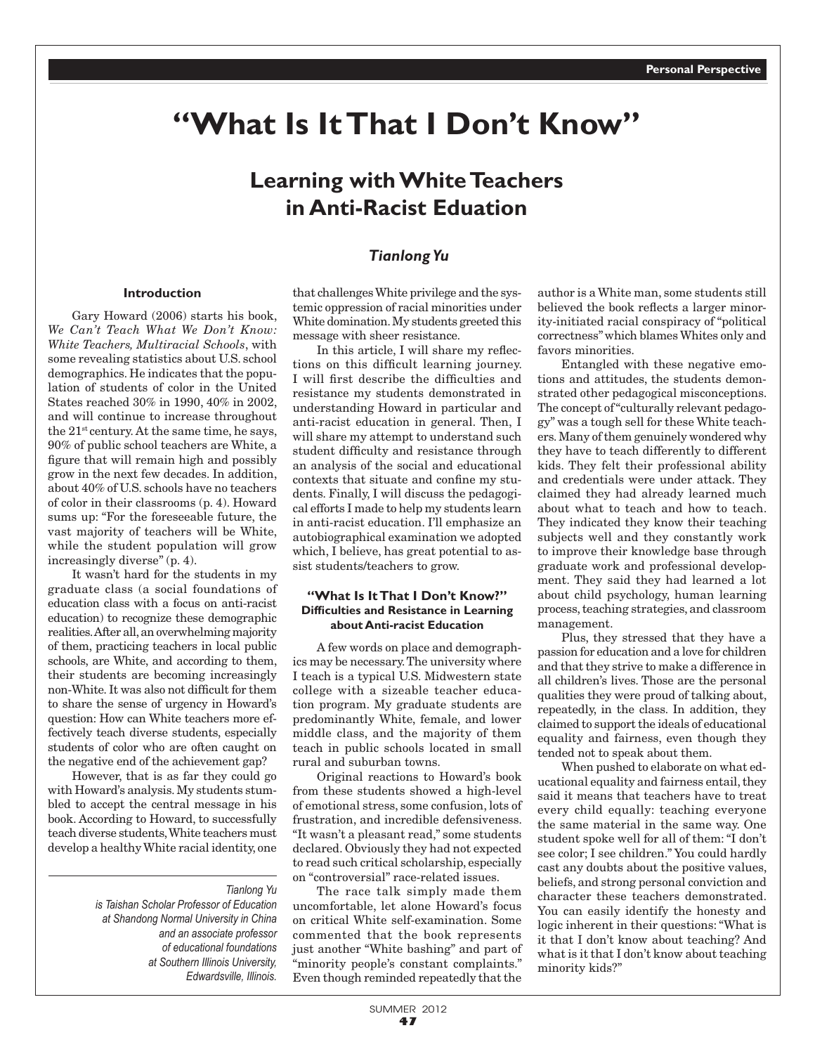# "What Is It That I Don't Know"

## Learning with White Teachers in Anti-Racist Eduation

***Tianlong Yu***

### Introduction

Gary Howard (2006) starts his book, *We Can't Teach What We Don't Know: White Teachers, Multiracial Schools*, with some revealing statistics about U.S. school demographics. He indicates that the population of students of color in the United States reached 30% in 1990, 40% in 2002, and will continue to increase throughout the 21st century. At the same time, he says, 90% of public school teachers are White, a figure that will remain high and possibly grow in the next few decades. In addition, about 40% of U.S. schools have no teachers of color in their classrooms (p. 4). Howard sums up: "For the foreseeable future, the vast majority of teachers will be White, while the student population will grow increasingly diverse" (p. 4).

It wasn't hard for the students in my graduate class (a social foundations of education class with a focus on anti-racist education) to recognize these demographic realities. After all, an overwhelming majority of them, practicing teachers in local public schools, are White, and according to them, their students are becoming increasingly non-White. It was also not difficult for them to share the sense of urgency in Howard's question: How can White teachers more effectively teach diverse students, especially students of color who are often caught on the negative end of the achievement gap?

However, that is as far they could go with Howard's analysis. My students stumbled to accept the central message in his book. According to Howard, to successfully teach diverse students, White teachers must develop a healthy White racial identity, one that challenges White privilege and the systemic oppression of racial minorities under White domination. My students greeted this message with sheer resistance.

In this article, I will share my reflections on this difficult learning journey. I will first describe the difficulties and resistance my students demonstrated in understanding Howard in particular and anti-racist education in general. Then, I will share my attempt to understand such student difficulty and resistance through an analysis of the social and educational contexts that situate and confine my students. Finally, I will discuss the pedagogical efforts I made to help my students learn in anti-racist education. I'll emphasize an autobiographical examination we adopted which, I believe, has great potential to assist students/teachers to grow.

*Tianlong Yu is Taishan Scholar Professor of Education at Shandong Normal University in China and an associate professor of educational foundations at Southern Illinois University, Edwardsville, Illinois.*

### "What Is It That I Don't Know?" Difficulties and Resistance in Learning about Anti-racist Education

A few words on place and demographics may be necessary. The university where I teach is a typical U.S. Midwestern state college with a sizeable teacher education program. My graduate students are predominantly White, female, and lower middle class, and the majority of them teach in public schools located in small rural and suburban towns.

Original reactions to Howard's book from these students showed a high-level of emotional stress, some confusion, lots of frustration, and incredible defensiveness. "It wasn't a pleasant read," some students declared. Obviously they had not expected to read such critical scholarship, especially on "controversial" race-related issues.

The race talk simply made them uncomfortable, let alone Howard's focus on critical White self-examination. Some commented that the book represents just another "White bashing" and part of "minority people's constant complaints." Even though reminded repeatedly that the author is a White man, some students still believed the book reflects a larger minority-initiated racial conspiracy of "political correctness" which blames Whites only and favors minorities.

Entangled with these negative emotions and attitudes, the students demonstrated other pedagogical misconceptions. The concept of "culturally relevant pedagogy" was a tough sell for these White teachers. Many of them genuinely wondered why they have to teach differently to different kids. They felt their professional ability and credentials were under attack. They claimed they had already learned much about what to teach and how to teach. They indicated they know their teaching subjects well and they constantly work to improve their knowledge base through graduate work and professional development. They said they had learned a lot about child psychology, human learning process, teaching strategies, and classroom management.

Plus, they stressed that they have a passion for education and a love for children and that they strive to make a difference in all children's lives. Those are the personal qualities they were proud of talking about, repeatedly, in the class. In addition, they claimed to support the ideals of educational equality and fairness, even though they tended not to speak about them.

When pushed to elaborate on what educational equality and fairness entail, they said it means that teachers have to treat every child equally: teaching everyone the same material in the same way. One student spoke well for all of them: "I don't see color; I see children." You could hardly cast any doubts about the positive values, beliefs, and strong personal conviction and character these teachers demonstrated. You can easily identify the honesty and logic inherent in their questions: "What is it that I don't know about teaching? And what is it that I don't know about teaching minority kids?"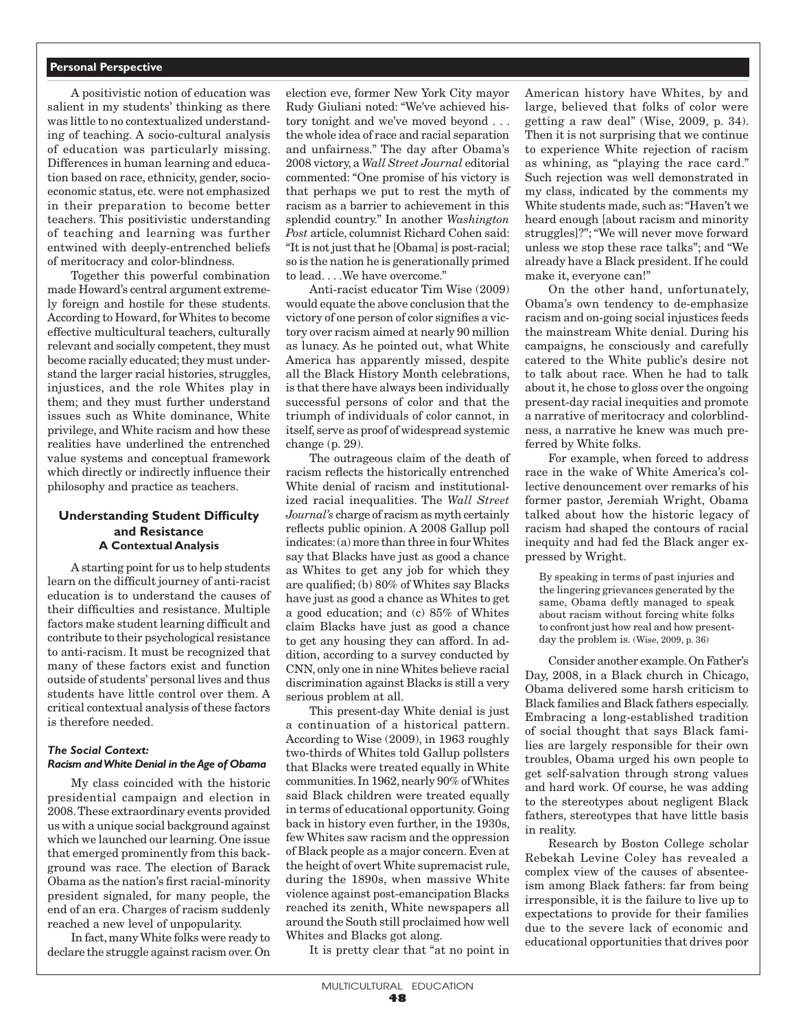A positivistic notion of education was salient in my students' thinking as there was little to no contextualized understanding of teaching. A socio-cultural analysis of education was particularly missing. Differences in human learning and education based on race, ethnicity, gender, socioeconomic status, etc. were not emphasized in their preparation to become better teachers. This positivistic understanding of teaching and learning was further entwined with deeply-entrenched beliefs of meritocracy and color-blindness.

Together this powerful combination made Howard's central argument extremely foreign and hostile for these students. According to Howard, for Whites to become effective multicultural teachers, culturally relevant and socially competent, they must become racially educated; they must understand the larger racial histories, struggles, injustices, and the role Whites play in them; and they must further understand issues such as White dominance, White privilege, and White racism and how these realities have underlined the entrenched value systems and conceptual framework which directly or indirectly influence their philosophy and practice as teachers.

## Understanding Student Difficulty and Resistance

### A Contextual Analysis

A starting point for us to help students learn on the difficult journey of anti-racist education is to understand the causes of their difficulties and resistance. Multiple factors make student learning difficult and contribute to their psychological resistance to anti-racism. It must be recognized that many of these factors exist and function outside of students' personal lives and thus students have little control over them. A critical contextual analysis of these factors is therefore needed.

#### *The Social Context: Racism and White Denial in the Age of Obama*

My class coincided with the historic presidential campaign and election in 2008. These extraordinary events provided us with a unique social background against which we launched our learning. One issue that emerged prominently from this background was race. The election of Barack Obama as the nation's first racial-minority president signaled, for many people, the end of an era. Charges of racism suddenly reached a new level of unpopularity.

In fact, many White folks were ready to declare the struggle against racism over. On election eve, former New York City mayor Rudy Giuliani noted: "We've achieved history tonight and we've moved beyond . . . the whole idea of race and racial separation and unfairness." The day after Obama's 2008 victory, a *Wall Street Journal* editorial commented: "One promise of his victory is that perhaps we put to rest the myth of racism as a barrier to achievement in this splendid country." In another *Washington Post* article, columnist Richard Cohen said: "It is not just that he [Obama] is post-racial; so is the nation he is generationally primed to lead. . . .We have overcome."

Anti-racist educator Tim Wise (2009) would equate the above conclusion that the victory of one person of color signifies a victory over racism aimed at nearly 90 million as lunacy. As he pointed out, what White America has apparently missed, despite all the Black History Month celebrations, is that there have always been individually successful persons of color and that the triumph of individuals of color cannot, in itself, serve as proof of widespread systemic change (p. 29).

The outrageous claim of the death of racism reflects the historically entrenched White denial of racism and institutionalized racial inequalities. The *Wall Street Journal's* charge of racism as myth certainly reflects public opinion. A 2008 Gallup poll indicates: (a) more than three in four Whites say that Blacks have just as good a chance as Whites to get any job for which they are qualified; (b) 80% of Whites say Blacks have just as good a chance as Whites to get a good education; and (c) 85% of Whites claim Blacks have just as good a chance to get any housing they can afford. In addition, according to a survey conducted by CNN, only one in nine Whites believe racial discrimination against Blacks is still a very serious problem at all.

This present-day White denial is just a continuation of a historical pattern. According to Wise (2009), in 1963 roughly two-thirds of Whites told Gallup pollsters that Blacks were treated equally in White communities. In 1962, nearly 90% of Whites said Black children were treated equally in terms of educational opportunity. Going back in history even further, in the 1930s, few Whites saw racism and the oppression of Black people as a major concern. Even at the height of overt White supremacist rule, during the 1890s, when massive White violence against post-emancipation Blacks reached its zenith, White newspapers all around the South still proclaimed how well Whites and Blacks got along.

It is pretty clear that "at no point in American history have Whites, by and large, believed that folks of color were getting a raw deal" (Wise, 2009, p. 34). Then it is not surprising that we continue to experience White rejection of racism as whining, as "playing the race card." Such rejection was well demonstrated in my class, indicated by the comments my White students made, such as: "Haven't we heard enough [about racism and minority struggles]?"; "We will never move forward unless we stop these race talks"; and "We already have a Black president. If he could make it, everyone can!"

On the other hand, unfortunately, Obama's own tendency to de-emphasize racism and on-going social injustices feeds the mainstream White denial. During his campaigns, he consciously and carefully catered to the White public's desire not to talk about race. When he had to talk about it, he chose to gloss over the ongoing present-day racial inequities and promote a narrative of meritocracy and colorblindness, a narrative he knew was much preferred by White folks.

For example, when forced to address race in the wake of White America's collective denouncement over remarks of his former pastor, Jeremiah Wright, Obama talked about how the historic legacy of racism had shaped the contours of racial inequity and had fed the Black anger expressed by Wright.

> By speaking in terms of past injuries and the lingering grievances generated by the same, Obama deftly managed to speak about racism without forcing white folks to confront just how real and how present-day the problem is. (Wise, 2009, p. 36)

Consider another example. On Father's Day, 2008, in a Black church in Chicago, Obama delivered some harsh criticism to Black families and Black fathers especially. Embracing a long-established tradition of social thought that says Black families are largely responsible for their own troubles, Obama urged his own people to get self-salvation through strong values and hard work. Of course, he was adding to the stereotypes about negligent Black fathers, stereotypes that have little basis in reality.

Research by Boston College scholar Rebekah Levine Coley has revealed a complex view of the causes of absenteeism among Black fathers: far from being irresponsible, it is the failure to live up to expectations to provide for their families due to the severe lack of economic and educational opportunities that drives poor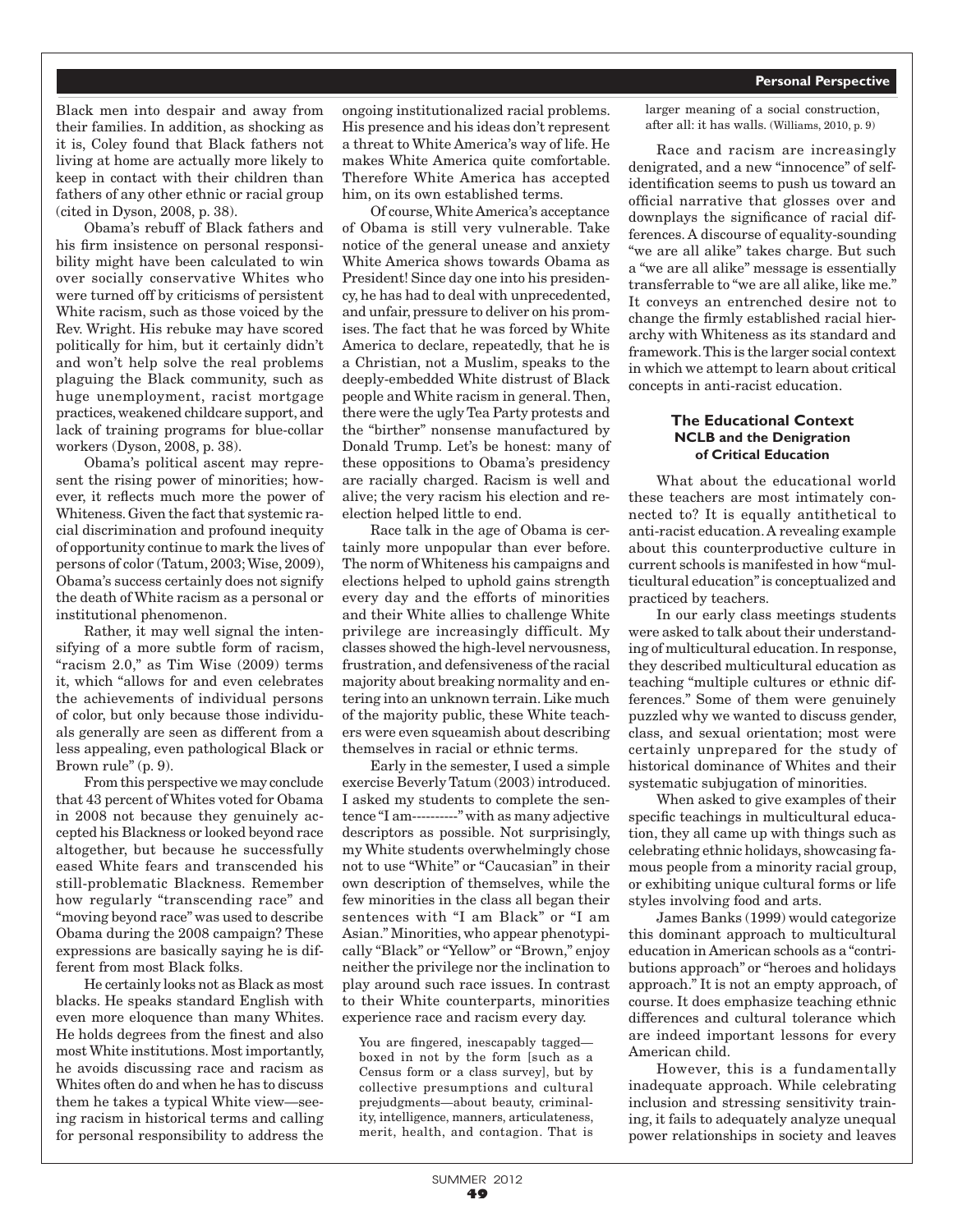Black men into despair and away from their families. In addition, as shocking as it is, Coley found that Black fathers not living at home are actually more likely to keep in contact with their children than fathers of any other ethnic or racial group (cited in Dyson, 2008, p. 38).

Obama's rebuff of Black fathers and his firm insistence on personal responsibility might have been calculated to win over socially conservative Whites who were turned off by criticisms of persistent White racism, such as those voiced by the Rev. Wright. His rebuke may have scored politically for him, but it certainly didn't and won't help solve the real problems plaguing the Black community, such as huge unemployment, racist mortgage practices, weakened childcare support, and lack of training programs for blue-collar workers (Dyson, 2008, p. 38).

Obama's political ascent may represent the rising power of minorities; however, it reflects much more the power of Whiteness. Given the fact that systemic racial discrimination and profound inequity of opportunity continue to mark the lives of persons of color (Tatum, 2003; Wise, 2009), Obama's success certainly does not signify the death of White racism as a personal or institutional phenomenon.

Rather, it may well signal the intensifying of a more subtle form of racism, "racism 2.0," as Tim Wise (2009) terms it, which "allows for and even celebrates the achievements of individual persons of color, but only because those individuals generally are seen as different from a less appealing, even pathological Black or Brown rule" (p. 9).

From this perspective we may conclude that 43 percent of Whites voted for Obama in 2008 not because they genuinely accepted his Blackness or looked beyond race altogether, but because he successfully eased White fears and transcended his still-problematic Blackness. Remember how regularly "transcending race" and "moving beyond race" was used to describe Obama during the 2008 campaign? These expressions are basically saying he is different from most Black folks.

He certainly looks not as Black as most blacks. He speaks standard English with even more eloquence than many Whites. He holds degrees from the finest and also most White institutions. Most importantly, he avoids discussing race and racism as Whites often do and when he has to discuss them he takes a typical White view—seeing racism in historical terms and calling for personal responsibility to address the ongoing institutionalized racial problems. His presence and his ideas don't represent a threat to White America's way of life. He makes White America quite comfortable. Therefore White America has accepted him, on its own established terms.

Of course, White America's acceptance of Obama is still very vulnerable. Take notice of the general unease and anxiety White America shows towards Obama as President! Since day one into his presidency, he has had to deal with unprecedented, and unfair, pressure to deliver on his promises. The fact that he was forced by White America to declare, repeatedly, that he is a Christian, not a Muslim, speaks to the deeply-embedded White distrust of Black people and White racism in general. Then, there were the ugly Tea Party protests and the "birther" nonsense manufactured by Donald Trump. Let's be honest: many of these oppositions to Obama's presidency are racially charged. Racism is well and alive; the very racism his election and re-election helped little to end.

Race talk in the age of Obama is certainly more unpopular than ever before. The norm of Whiteness his campaigns and elections helped to uphold gains strength every day and the efforts of minorities and their White allies to challenge White privilege are increasingly difficult. My classes showed the high-level nervousness, frustration, and defensiveness of the racial majority about breaking normality and entering into an unknown terrain. Like much of the majority public, these White teachers were even squeamish about describing themselves in racial or ethnic terms.

Early in the semester, I used a simple exercise Beverly Tatum (2003) introduced. I asked my students to complete the sentence "I am----------" with as many adjective descriptors as possible. Not surprisingly, my White students overwhelmingly chose not to use "White" or "Caucasian" in their own description of themselves, while the few minorities in the class all began their sentences with "I am Black" or "I am Asian." Minorities, who appear phenotypically "Black" or "Yellow" or "Brown," enjoy neither the privilege nor the inclination to play around such race issues. In contrast to their White counterparts, minorities experience race and racism every day.

> You are fingered, inescapably tagged—boxed in not by the form [such as a Census form or a class survey], but by collective presumptions and cultural prejudgments—about beauty, criminality, intelligence, manners, articulateness, merit, health, and contagion. That is larger meaning of a social construction, after all: it has walls. (Williams, 2010, p. 9)

Race and racism are increasingly denigrated, and a new "innocence" of self-identification seems to push us toward an official narrative that glosses over and downplays the significance of racial differences. A discourse of equality-sounding "we are all alike" takes charge. But such a "we are all alike" message is essentially transferrable to "we are all alike, like me." It conveys an entrenched desire not to change the firmly established racial hierarchy with Whiteness as its standard and framework. This is the larger social context in which we attempt to learn about critical concepts in anti-racist education.

## The Educational Context

### NCLB and the Denigration of Critical Education

What about the educational world these teachers are most intimately connected to? It is equally antithetical to anti-racist education. A revealing example about this counterproductive culture in current schools is manifested in how "multicultural education" is conceptualized and practiced by teachers.

In our early class meetings students were asked to talk about their understanding of multicultural education. In response, they described multicultural education as teaching "multiple cultures or ethnic differences." Some of them were genuinely puzzled why we wanted to discuss gender, class, and sexual orientation; most were certainly unprepared for the study of historical dominance of Whites and their systematic subjugation of minorities.

When asked to give examples of their specific teachings in multicultural education, they all came up with things such as celebrating ethnic holidays, showcasing famous people from a minority racial group, or exhibiting unique cultural forms or life styles involving food and arts.

James Banks (1999) would categorize this dominant approach to multicultural education in American schools as a "contributions approach" or "heroes and holidays approach." It is not an empty approach, of course. It does emphasize teaching ethnic differences and cultural tolerance which are indeed important lessons for every American child.

However, this is a fundamentally inadequate approach. While celebrating inclusion and stressing sensitivity training, it fails to adequately analyze unequal power relationships in society and leaves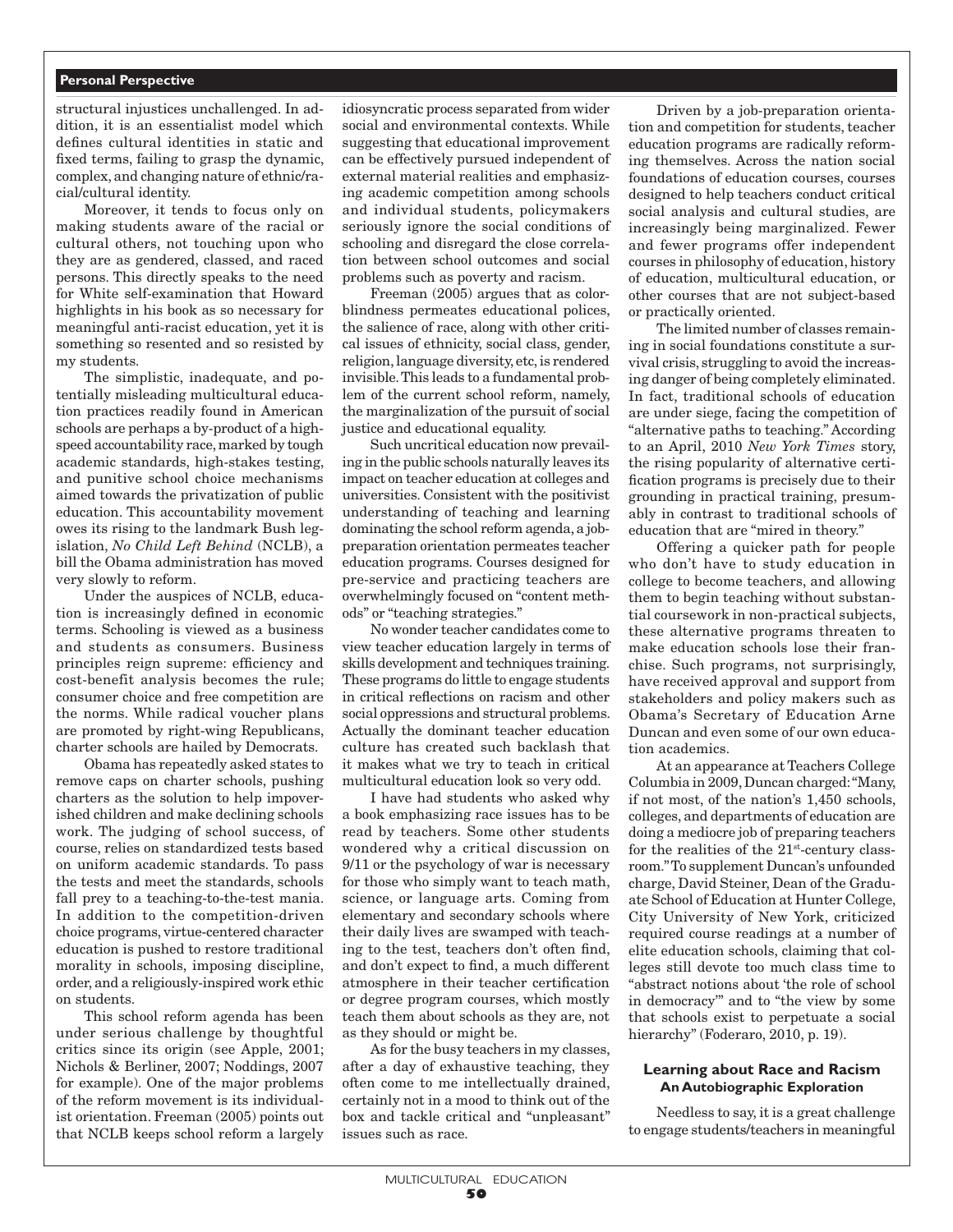structural injustices unchallenged. In addition, it is an essentialist model which defines cultural identities in static and fixed terms, failing to grasp the dynamic, complex, and changing nature of ethnic/racial/cultural identity.

Moreover, it tends to focus only on making students aware of the racial or cultural others, not touching upon who they are as gendered, classed, and raced persons. This directly speaks to the need for White self-examination that Howard highlights in his book as so necessary for meaningful anti-racist education, yet it is something so resented and so resisted by my students.

The simplistic, inadequate, and potentially misleading multicultural education practices readily found in American schools are perhaps a by-product of a high-speed accountability race, marked by tough academic standards, high-stakes testing, and punitive school choice mechanisms aimed towards the privatization of public education. This accountability movement owes its rising to the landmark Bush legislation, *No Child Left Behind* (NCLB), a bill the Obama administration has moved very slowly to reform.

Under the auspices of NCLB, education is increasingly defined in economic terms. Schooling is viewed as a business and students as consumers. Business principles reign supreme: efficiency and cost-benefit analysis becomes the rule; consumer choice and free competition are the norms. While radical voucher plans are promoted by right-wing Republicans, charter schools are hailed by Democrats.

Obama has repeatedly asked states to remove caps on charter schools, pushing charters as the solution to help impoverished children and make declining schools work. The judging of school success, of course, relies on standardized tests based on uniform academic standards. To pass the tests and meet the standards, schools fall prey to a teaching-to-the-test mania. In addition to the competition-driven choice programs, virtue-centered character education is pushed to restore traditional morality in schools, imposing discipline, order, and a religiously-inspired work ethic on students.

This school reform agenda has been under serious challenge by thoughtful critics since its origin (see Apple, 2001; Nichols & Berliner, 2007; Noddings, 2007 for example). One of the major problems of the reform movement is its individualist orientation. Freeman (2005) points out that NCLB keeps school reform a largely idiosyncratic process separated from wider social and environmental contexts. While suggesting that educational improvement can be effectively pursued independent of external material realities and emphasizing academic competition among schools and individual students, policymakers seriously ignore the social conditions of schooling and disregard the close correlation between school outcomes and social problems such as poverty and racism.

Freeman (2005) argues that as colorblindness permeates educational polices, the salience of race, along with other critical issues of ethnicity, social class, gender, religion, language diversity, etc, is rendered invisible. This leads to a fundamental problem of the current school reform, namely, the marginalization of the pursuit of social justice and educational equality.

Such uncritical education now prevailing in the public schools naturally leaves its impact on teacher education at colleges and universities. Consistent with the positivist understanding of teaching and learning dominating the school reform agenda, a job-preparation orientation permeates teacher education programs. Courses designed for pre-service and practicing teachers are overwhelmingly focused on "content methods" or "teaching strategies."

No wonder teacher candidates come to view teacher education largely in terms of skills development and techniques training. These programs do little to engage students in critical reflections on racism and other social oppressions and structural problems. Actually the dominant teacher education culture has created such backlash that it makes what we try to teach in critical multicultural education look so very odd.

I have had students who asked why a book emphasizing race issues has to be read by teachers. Some other students wondered why a critical discussion on 9/11 or the psychology of war is necessary for those who simply want to teach math, science, or language arts. Coming from elementary and secondary schools where their daily lives are swamped with teaching to the test, teachers don't often find, and don't expect to find, a much different atmosphere in their teacher certification or degree program courses, which mostly teach them about schools as they are, not as they should or might be.

As for the busy teachers in my classes, after a day of exhaustive teaching, they often come to me intellectually drained, certainly not in a mood to think out of the box and tackle critical and "unpleasant" issues such as race.

Driven by a job-preparation orientation and competition for students, teacher education programs are radically reforming themselves. Across the nation social foundations of education courses, courses designed to help teachers conduct critical social analysis and cultural studies, are increasingly being marginalized. Fewer and fewer programs offer independent courses in philosophy of education, history of education, multicultural education, or other courses that are not subject-based or practically oriented.

The limited number of classes remaining in social foundations constitute a survival crisis, struggling to avoid the increasing danger of being completely eliminated. In fact, traditional schools of education are under siege, facing the competition of "alternative paths to teaching." According to an April, 2010 *New York Times* story, the rising popularity of alternative certification programs is precisely due to their grounding in practical training, presumably in contrast to traditional schools of education that are "mired in theory."

Offering a quicker path for people who don't have to study education in college to become teachers, and allowing them to begin teaching without substantial coursework in non-practical subjects, these alternative programs threaten to make education schools lose their franchise. Such programs, not surprisingly, have received approval and support from stakeholders and policy makers such as Obama's Secretary of Education Arne Duncan and even some of our own education academics.

At an appearance at Teachers College Columbia in 2009, Duncan charged: "Many, if not most, of the nation's 1,450 schools, colleges, and departments of education are doing a mediocre job of preparing teachers for the realities of the 21st-century classroom." To supplement Duncan's unfounded charge, David Steiner, Dean of the Graduate School of Education at Hunter College, City University of New York, criticized required course readings at a number of elite education schools, claiming that colleges still devote too much class time to "abstract notions about 'the role of school in democracy'" and to "the view by some that schools exist to perpetuate a social hierarchy" (Foderaro, 2010, p. 19).

## Learning about Race and Racism
### An Autobiographic Exploration

Needless to say, it is a great challenge to engage students/teachers in meaningful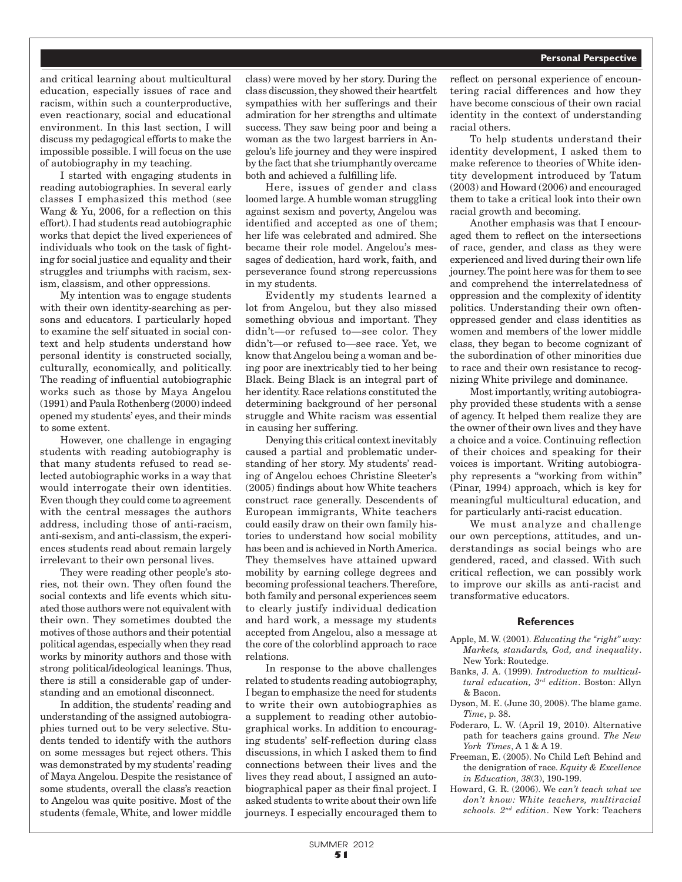and critical learning about multicultural education, especially issues of race and racism, within such a counterproductive, even reactionary, social and educational environment. In this last section, I will discuss my pedagogical efforts to make the impossible possible. I will focus on the use of autobiography in my teaching.

I started with engaging students in reading autobiographies. In several early classes I emphasized this method (see Wang & Yu, 2006, for a reflection on this effort). I had students read autobiographic works that depict the lived experiences of individuals who took on the task of fighting for social justice and equality and their struggles and triumphs with racism, sexism, classism, and other oppressions.

My intention was to engage students with their own identity-searching as persons and educators. I particularly hoped to examine the self situated in social context and help students understand how personal identity is constructed socially, culturally, economically, and politically. The reading of influential autobiographic works such as those by Maya Angelou (1991) and Paula Rothenberg (2000) indeed opened my students' eyes, and their minds to some extent.

However, one challenge in engaging students with reading autobiography is that many students refused to read selected autobiographic works in a way that would interrogate their own identities. Even though they could come to agreement with the central messages the authors address, including those of anti-racism, anti-sexism, and anti-classism, the experiences students read about remain largely irrelevant to their own personal lives.

They were reading other people's stories, not their own. They often found the social contexts and life events which situated those authors were not equivalent with their own. They sometimes doubted the motives of those authors and their potential political agendas, especially when they read works by minority authors and those with strong political/ideological leanings. Thus, there is still a considerable gap of understanding and an emotional disconnect.

In addition, the students' reading and understanding of the assigned autobiographies turned out to be very selective. Students tended to identify with the authors on some messages but reject others. This was demonstrated by my students' reading of Maya Angelou. Despite the resistance of some students, overall the class's reaction to Angelou was quite positive. Most of the students (female, White, and lower middle class) were moved by her story. During the class discussion, they showed their heartfelt sympathies with her sufferings and their admiration for her strengths and ultimate success. They saw being poor and being a woman as the two largest barriers in Angelou's life journey and they were inspired by the fact that she triumphantly overcame both and achieved a fulfilling life.

Here, issues of gender and class loomed large. A humble woman struggling against sexism and poverty, Angelou was identified and accepted as one of them; her life was celebrated and admired. She became their role model. Angelou's messages of dedication, hard work, faith, and perseverance found strong repercussions in my students.

Evidently my students learned a lot from Angelou, but they also missed something obvious and important. They didn't—or refused to—see color. They didn't—or refused to—see race. Yet, we know that Angelou being a woman and being poor are inextricably tied to her being Black. Being Black is an integral part of her identity. Race relations constituted the determining background of her personal struggle and White racism was essential in causing her suffering.

Denying this critical context inevitably caused a partial and problematic understanding of her story. My students' reading of Angelou echoes Christine Sleeter's (2005) findings about how White teachers construct race generally. Descendents of European immigrants, White teachers could easily draw on their own family histories to understand how social mobility has been and is achieved in North America. They themselves have attained upward mobility by earning college degrees and becoming professional teachers. Therefore, both family and personal experiences seem to clearly justify individual dedication and hard work, a message my students accepted from Angelou, also a message at the core of the colorblind approach to race relations.

In response to the above challenges related to students reading autobiography, I began to emphasize the need for students to write their own autobiographies as a supplement to reading other autobiographical works. In addition to encouraging students' self-reflection during class discussions, in which I asked them to find connections between their lives and the lives they read about, I assigned an autobiographical paper as their final project. I asked students to write about their own life journeys. I especially encouraged them to reflect on personal experience of encountering racial differences and how they have become conscious of their own racial identity in the context of understanding racial others.

To help students understand their identity development, I asked them to make reference to theories of White identity development introduced by Tatum (2003) and Howard (2006) and encouraged them to take a critical look into their own racial growth and becoming.

Another emphasis was that I encouraged them to reflect on the intersections of race, gender, and class as they were experienced and lived during their own life journey. The point here was for them to see and comprehend the interrelatedness of oppression and the complexity of identity politics. Understanding their own often-oppressed gender and class identities as women and members of the lower middle class, they began to become cognizant of the subordination of other minorities due to race and their own resistance to recognizing White privilege and dominance.

Most importantly, writing autobiography provided these students with a sense of agency. It helped them realize they are the owner of their own lives and they have a choice and a voice. Continuing reflection of their choices and speaking for their voices is important. Writing autobiography represents a "working from within" (Pinar, 1994) approach, which is key for meaningful multicultural education, and for particularly anti-racist education.

We must analyze and challenge our own perceptions, attitudes, and understandings as social beings who are gendered, raced, and classed. With such critical reflection, we can possibly work to improve our skills as anti-racist and transformative educators.

## References

Apple, M. W. (2001). *Educating the "right" way: Markets, standards, God, and inequality*. New York: Routedge.

Banks, J. A. (1999). *Introduction to multicultural education, 3rd edition*. Boston: Allyn & Bacon.

Dyson, M. E. (June 30, 2008). The blame game. *Time*, p. 38.

Foderaro, L. W. (April 19, 2010). Alternative path for teachers gains ground. *The New York Times*, A 1 & A 19.

Freeman, E. (2005). No Child Left Behind and the denigration of race. *Equity & Excellence in Education, 38*(3), 190-199.

Howard, G. R. (2006). We *can't teach what we don't know: White teachers, multiracial schools. 2nd edition*. New York: Teachers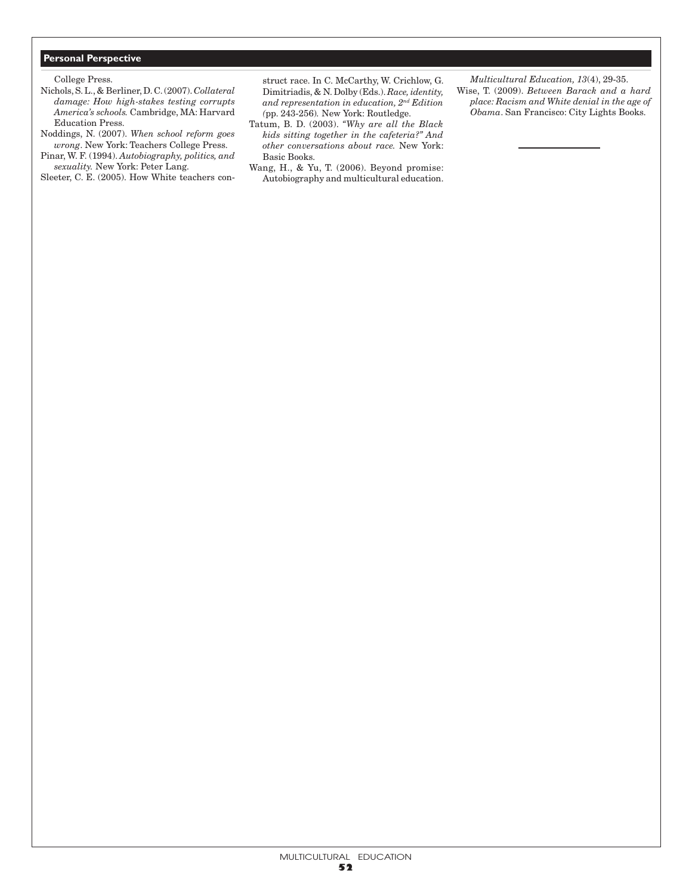College Press.

Nichols, S. L., & Berliner, D. C. (2007). *Collateral damage: How high-stakes testing corrupts America's schools.* Cambridge, MA: Harvard Education Press.

Noddings, N. (2007). *When school reform goes wrong*. New York: Teachers College Press.

Pinar, W. F. (1994). *Autobiography, politics, and sexuality.* New York: Peter Lang.

Sleeter, C. E. (2005). How White teachers construct race. In C. McCarthy, W. Crichlow, G. Dimitriadis, & N. Dolby (Eds.). *Race, identity, and representation in education, 2nd Edition* (pp. 243-256). New York: Routledge.

Tatum, B. D. (2003). *"Why are all the Black kids sitting together in the cafeteria?" And other conversations about race.* New York: Basic Books.

Wang, H., & Yu, T. (2006). Beyond promise: Autobiography and multicultural education. *Multicultural Education, 13*(4), 29-35.

Wise, T. (2009). *Between Barack and a hard place: Racism and White denial in the age of Obama*. San Francisco: City Lights Books.